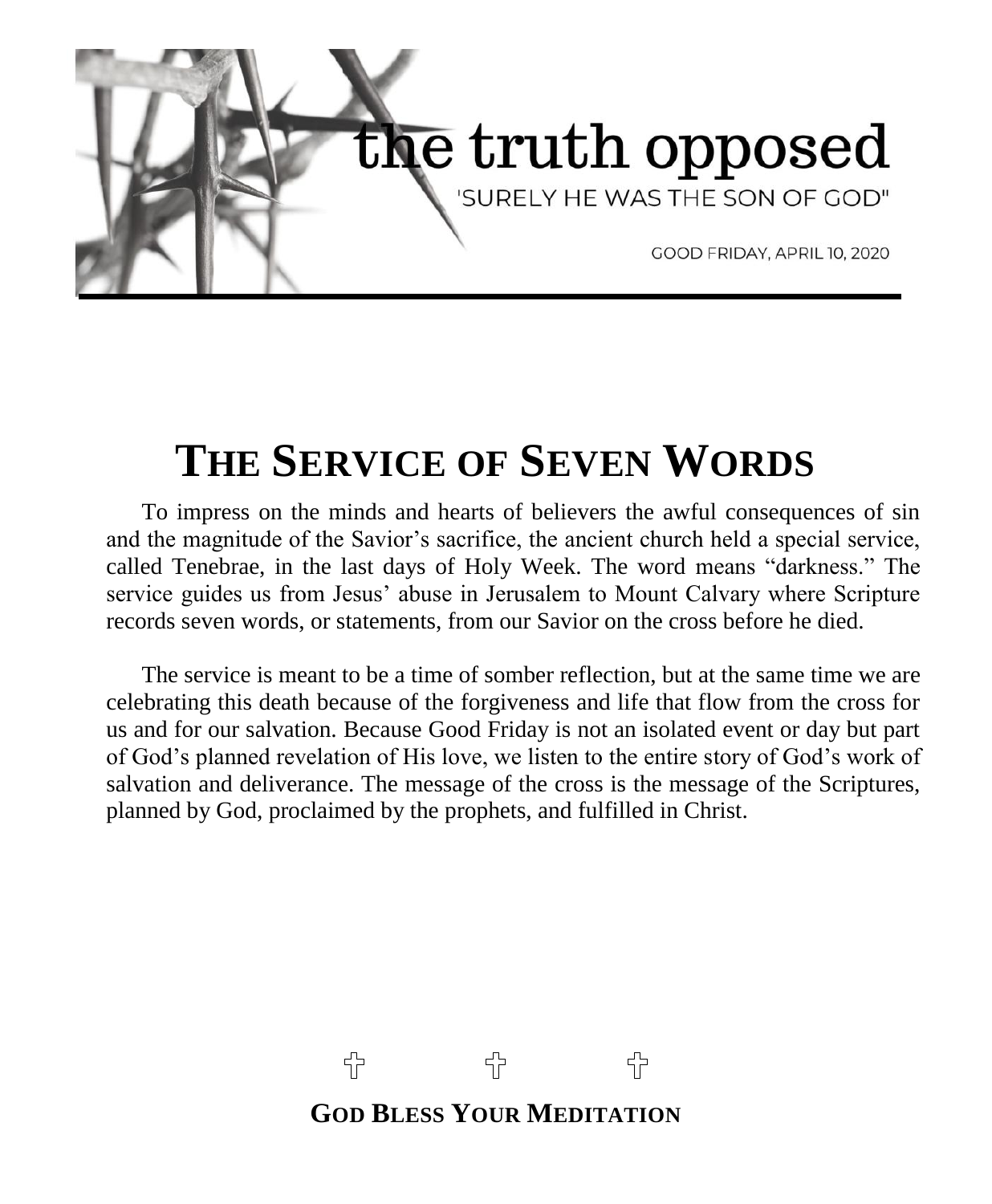# the truth opposed

'SURELY HE WAS THE SON OF GOD"

GOOD FRIDAY, APRIL 10, 2020

## THE SERVICE OF SEVEN WORDS

To impress on the minds and hearts of believers the awful consequences of sin and the magnitude of the Savior's sacrifice, the ancient church held a special service, called Tenebrae, in the last days of Holy Week. The word means "darkness." The service guides us from Jesus' abuse in Jerusalem to Mount Calvary where Scripture records seven words, or statements, from our Savior on the cross before he died.

The service is meant to be a time of somber reflection, but at the same time we are celebrating this death because of the forgiveness and life that flow from the cross for us and for our salvation. Because Good Friday is not an isolated event or day but part of God's planned revelation of His love, we listen to the entire story of God's work of salvation and deliverance. The message of the cross is the message of the Scriptures, planned by God, proclaimed by the prophets, and fulfilled in Christ.

✞ ✞ ✞

**GOD BLESS YOUR MEDITATION**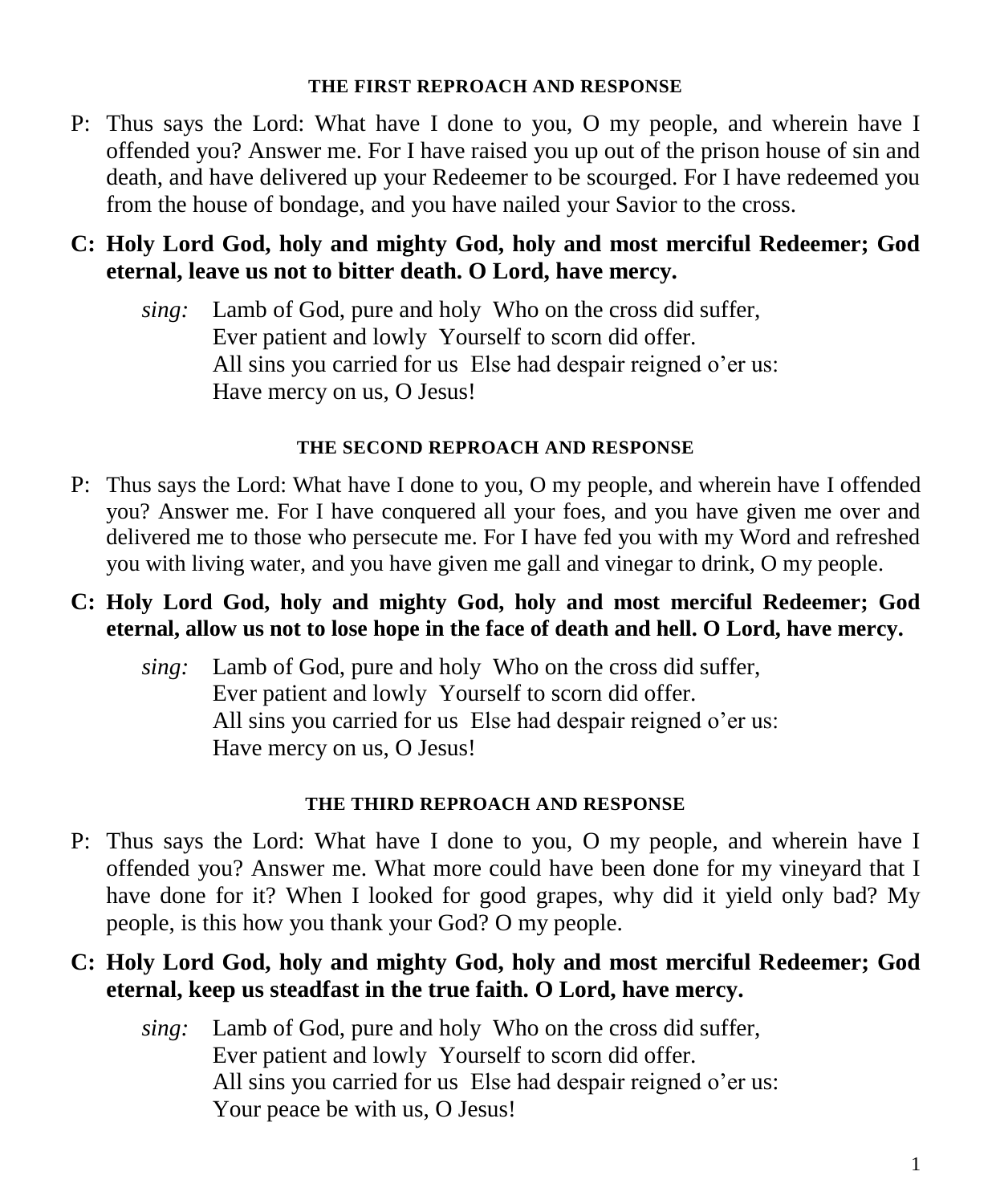### THE FIRST REPROACH AND RESPONSE

P: Thus says the Lord: What have I done to you, O my people, and wherein have I offended you? Answer me. For I have raised you up out of the prison house of sin and death, and have delivered up your Redeemer to be scourged. For I have redeemed you from the house of bondage, and you have nailed your Savior to the cross.

**C: Holy Lord God, holy and mighty God, holy and most merciful Redeemer; God eternal, leave us not to bitter death. O Lord, have mercy.**

*sing:* Lamb of God, pure and holy Who on the cross did suffer,
Ever patient and lowly Yourself to scorn did offer.
All sins you carried for us Else had despair reigned o'er us:
Have mercy on us, O Jesus!

### THE SECOND REPROACH AND RESPONSE

P: Thus says the Lord: What have I done to you, O my people, and wherein have I offended you? Answer me. For I have conquered all your foes, and you have given me over and delivered me to those who persecute me. For I have fed you with my Word and refreshed you with living water, and you have given me gall and vinegar to drink, O my people.

**C: Holy Lord God, holy and mighty God, holy and most merciful Redeemer; God eternal, allow us not to lose hope in the face of death and hell. O Lord, have mercy.**

*sing:* Lamb of God, pure and holy Who on the cross did suffer,
Ever patient and lowly Yourself to scorn did offer.
All sins you carried for us Else had despair reigned o'er us:
Have mercy on us, O Jesus!

### THE THIRD REPROACH AND RESPONSE

P: Thus says the Lord: What have I done to you, O my people, and wherein have I offended you? Answer me. What more could have been done for my vineyard that I have done for it? When I looked for good grapes, why did it yield only bad? My people, is this how you thank your God? O my people.

**C: Holy Lord God, holy and mighty God, holy and most merciful Redeemer; God eternal, keep us steadfast in the true faith. O Lord, have mercy.**

*sing:* Lamb of God, pure and holy Who on the cross did suffer,
Ever patient and lowly Yourself to scorn did offer.
All sins you carried for us Else had despair reigned o'er us:
Your peace be with us, O Jesus!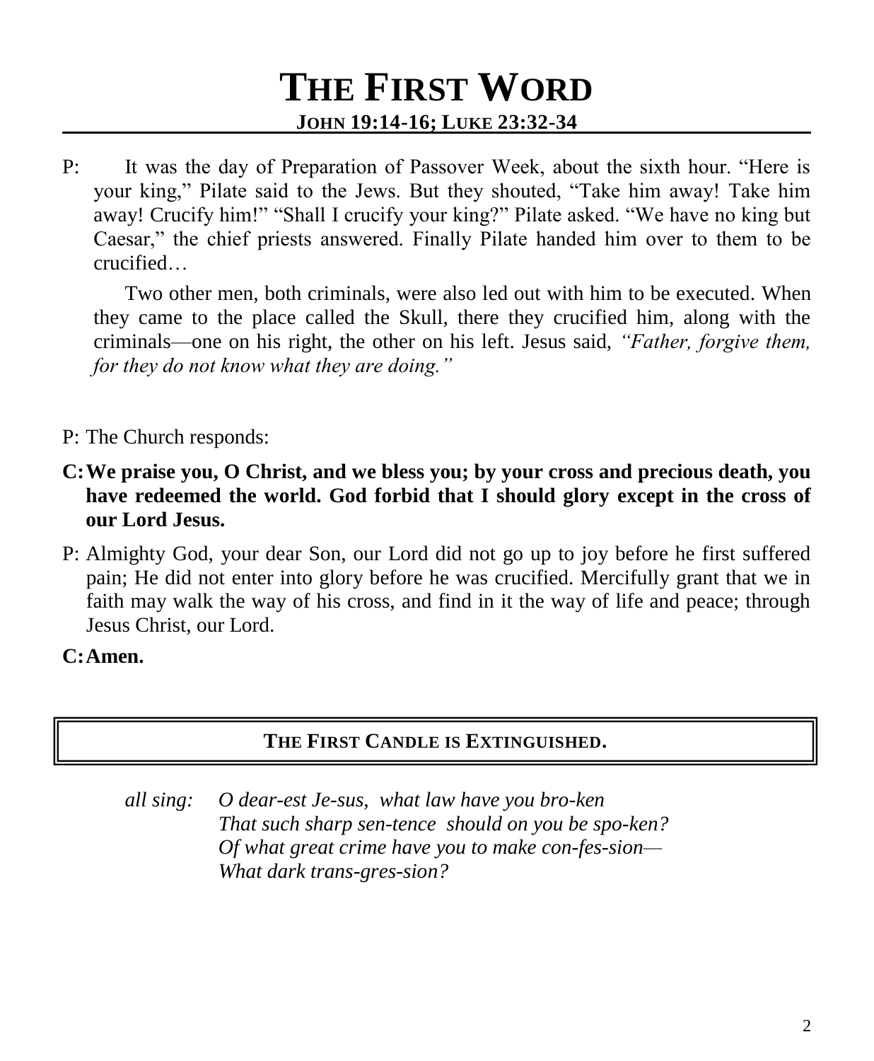# THE FIRST WORD

**JOHN 19:14-16; LUKE 23:32-34**

P: It was the day of Preparation of Passover Week, about the sixth hour. "Here is your king," Pilate said to the Jews. But they shouted, "Take him away! Take him away! Crucify him!" "Shall I crucify your king?" Pilate asked. "We have no king but Caesar," the chief priests answered. Finally Pilate handed him over to them to be crucified…

Two other men, both criminals, were also led out with him to be executed. When they came to the place called the Skull, there they crucified him, along with the criminals—one on his right, the other on his left. Jesus said, *"Father, forgive them, for they do not know what they are doing."*

P: The Church responds:

**C: We praise you, O Christ, and we bless you; by your cross and precious death, you have redeemed the world. God forbid that I should glory except in the cross of our Lord Jesus.**

P: Almighty God, your dear Son, our Lord did not go up to joy before he first suffered pain; He did not enter into glory before he was crucified. Mercifully grant that we in faith may walk the way of his cross, and find in it the way of life and peace; through Jesus Christ, our Lord.

**C: Amen.**

**THE FIRST CANDLE IS EXTINGUISHED.**

*all sing:* *O dear-est Je-sus, what law have you bro-ken*
*That such sharp sen-tence should on you be spo-ken?*
*Of what great crime have you to make con-fes-sion—*
*What dark trans-gres-sion?*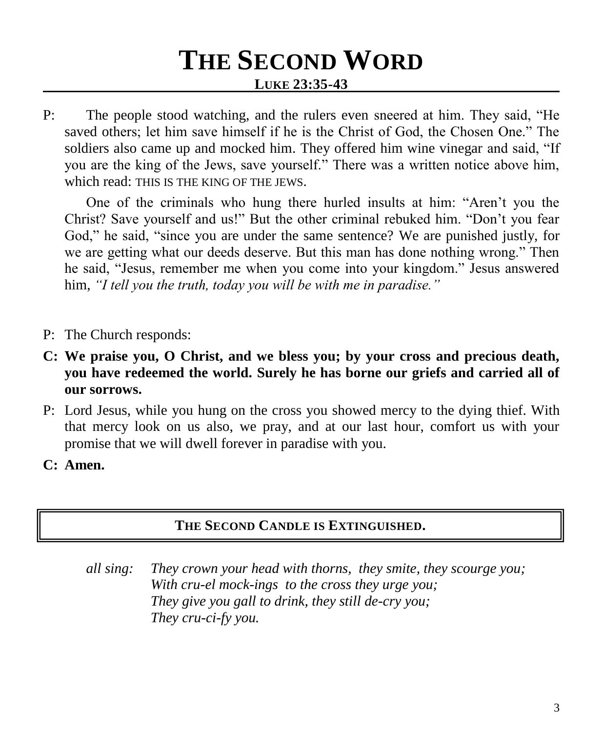# THE SECOND WORD

**LUKE 23:35-43**

P: The people stood watching, and the rulers even sneered at him. They said, “He saved others; let him save himself if he is the Christ of God, the Chosen One.” The soldiers also came up and mocked him. They offered him wine vinegar and said, “If you are the king of the Jews, save yourself.” There was a written notice above him, which read: THIS IS THE KING OF THE JEWS.

One of the criminals who hung there hurled insults at him: “Aren’t you the Christ? Save yourself and us!” But the other criminal rebuked him. “Don’t you fear God,” he said, “since you are under the same sentence? We are punished justly, for we are getting what our deeds deserve. But this man has done nothing wrong.” Then he said, “Jesus, remember me when you come into your kingdom.” Jesus answered him, *“I tell you the truth, today you will be with me in paradise.”*

P: The Church responds:

**C: We praise you, O Christ, and we bless you; by your cross and precious death, you have redeemed the world. Surely he has borne our griefs and carried all of our sorrows.**

P: Lord Jesus, while you hung on the cross you showed mercy to the dying thief. With that mercy look on us also, we pray, and at our last hour, comfort us with your promise that we will dwell forever in paradise with you.

**C: Amen.**

**THE SECOND CANDLE IS EXTINGUISHED.**

*all sing:* *They crown your head with thorns, they smite, they scourge you;*
*With cru-el mock-ings to the cross they urge you;*
*They give you gall to drink, they still de-cry you;*
*They cru-ci-fy you.*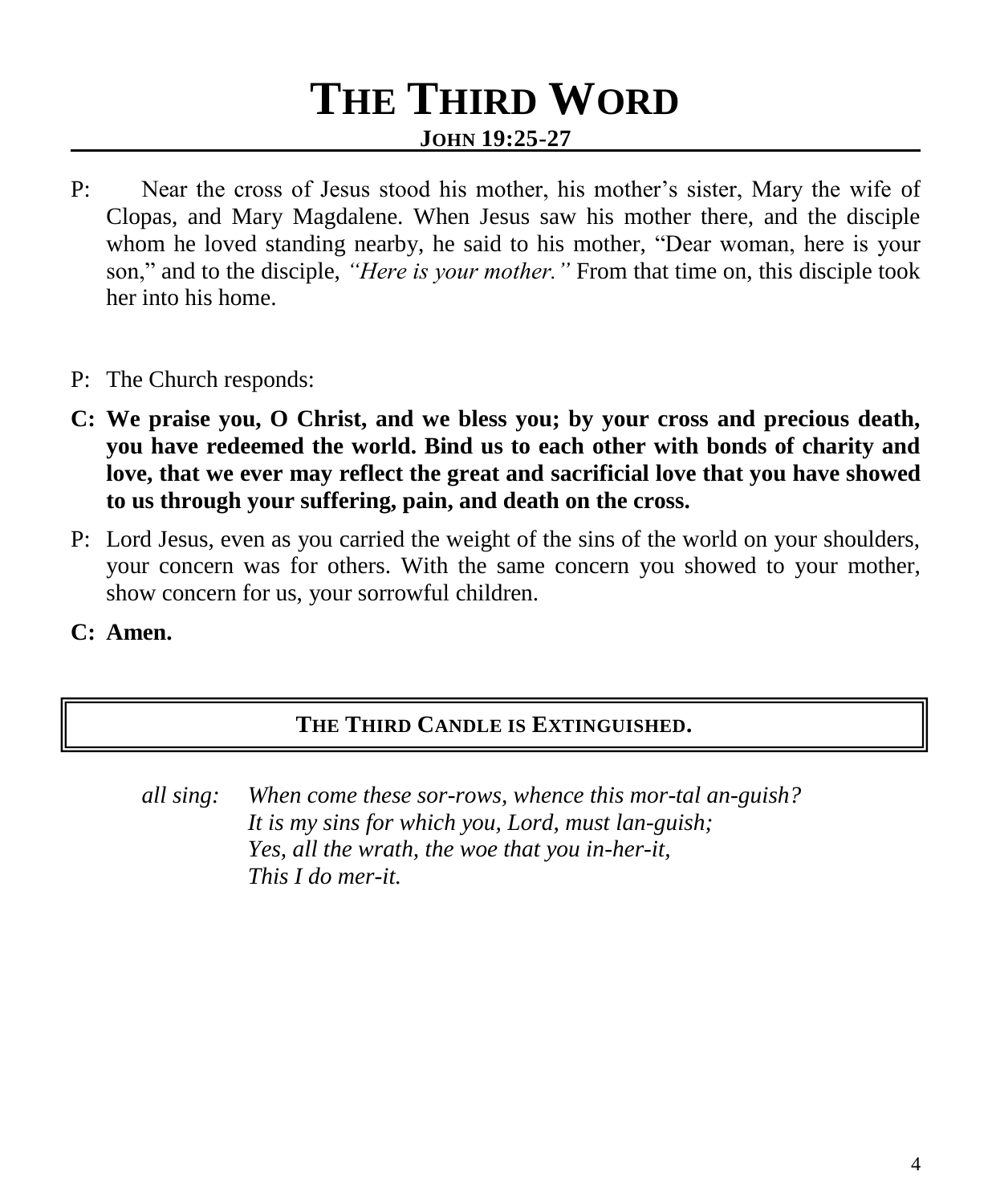# THE THIRD WORD

**JOHN 19:25-27**

P: Near the cross of Jesus stood his mother, his mother's sister, Mary the wife of Clopas, and Mary Magdalene. When Jesus saw his mother there, and the disciple whom he loved standing nearby, he said to his mother, "Dear woman, here is your son," and to the disciple, *"Here is your mother."* From that time on, this disciple took her into his home.

P: The Church responds:

**C: We praise you, O Christ, and we bless you; by your cross and precious death, you have redeemed the world. Bind us to each other with bonds of charity and love, that we ever may reflect the great and sacrificial love that you have showed to us through your suffering, pain, and death on the cross.**

P: Lord Jesus, even as you carried the weight of the sins of the world on your shoulders, your concern was for others. With the same concern you showed to your mother, show concern for us, your sorrowful children.

**C: Amen.**

**THE THIRD CANDLE IS EXTINGUISHED.**

*all sing:* *When come these sor-rows, whence this mor-tal an-guish?*
*It is my sins for which you, Lord, must lan-guish;*
*Yes, all the wrath, the woe that you in-her-it,*
*This I do mer-it.*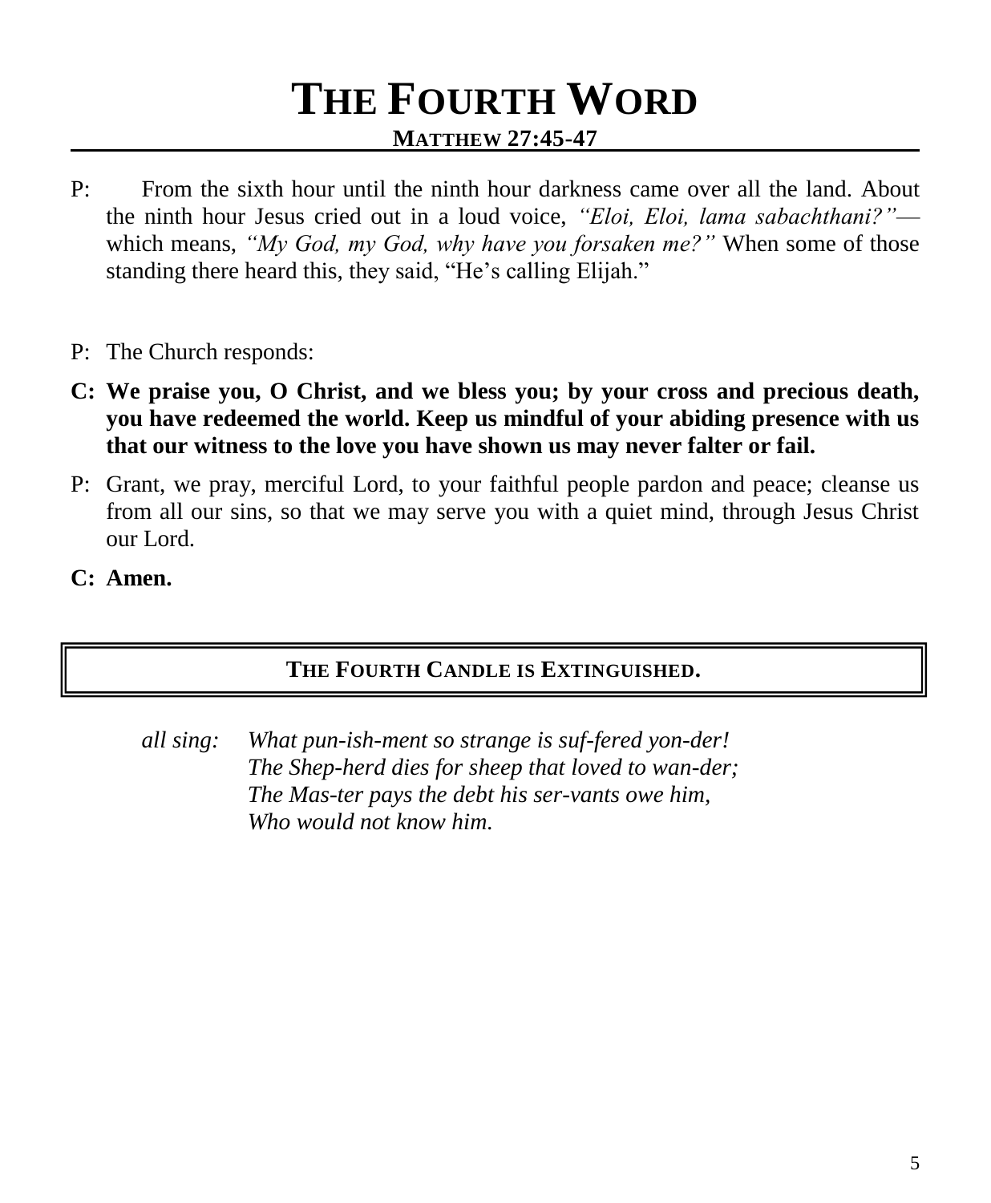# THE FOURTH WORD

## MATTHEW 27:45-47

P: From the sixth hour until the ninth hour darkness came over all the land. About the ninth hour Jesus cried out in a loud voice, *"Eloi, Eloi, lama sabachthani?"*—which means, *"My God, my God, why have you forsaken me?"* When some of those standing there heard this, they said, "He's calling Elijah."

P: The Church responds:

**C: We praise you, O Christ, and we bless you; by your cross and precious death, you have redeemed the world. Keep us mindful of your abiding presence with us that our witness to the love you have shown us may never falter or fail.**

P: Grant, we pray, merciful Lord, to your faithful people pardon and peace; cleanse us from all our sins, so that we may serve you with a quiet mind, through Jesus Christ our Lord.

**C: Amen.**

**THE FOURTH CANDLE IS EXTINGUISHED.**

*all sing:* *What pun-ish-ment so strange is suf-fered yon-der!*
*The Shep-herd dies for sheep that loved to wan-der;*
*The Mas-ter pays the debt his ser-vants owe him,*
*Who would not know him.*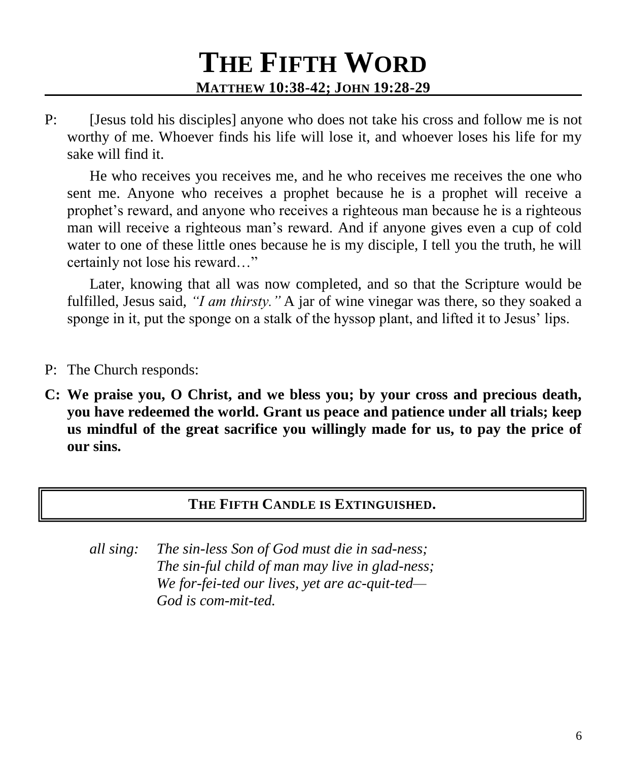# THE FIFTH WORD

**MATTHEW 10:38-42; JOHN 19:28-29**

P: [Jesus told his disciples] anyone who does not take his cross and follow me is not worthy of me. Whoever finds his life will lose it, and whoever loses his life for my sake will find it.

He who receives you receives me, and he who receives me receives the one who sent me. Anyone who receives a prophet because he is a prophet will receive a prophet's reward, and anyone who receives a righteous man because he is a righteous man will receive a righteous man's reward. And if anyone gives even a cup of cold water to one of these little ones because he is my disciple, I tell you the truth, he will certainly not lose his reward…"

Later, knowing that all was now completed, and so that the Scripture would be fulfilled, Jesus said, *"I am thirsty."* A jar of wine vinegar was there, so they soaked a sponge in it, put the sponge on a stalk of the hyssop plant, and lifted it to Jesus' lips.

P: The Church responds:

**C: We praise you, O Christ, and we bless you; by your cross and precious death, you have redeemed the world. Grant us peace and patience under all trials; keep us mindful of the great sacrifice you willingly made for us, to pay the price of our sins.**

**THE FIFTH CANDLE IS EXTINGUISHED.**

*all sing:* *The sin-less Son of God must die in sad-ness;*
*The sin-ful child of man may live in glad-ness;*
*We for-fei-ted our lives, yet are ac-quit-ted—*
*God is com-mit-ted.*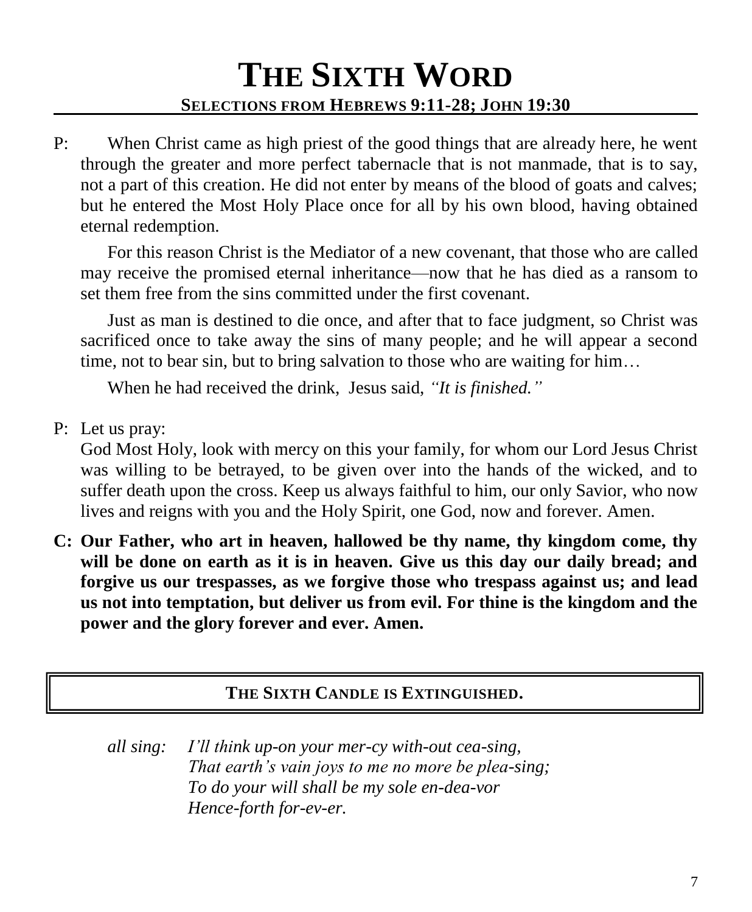# THE SIXTH WORD

**SELECTIONS FROM HEBREWS 9:11-28; JOHN 19:30**

P: When Christ came as high priest of the good things that are already here, he went through the greater and more perfect tabernacle that is not manmade, that is to say, not a part of this creation. He did not enter by means of the blood of goats and calves; but he entered the Most Holy Place once for all by his own blood, having obtained eternal redemption.

For this reason Christ is the Mediator of a new covenant, that those who are called may receive the promised eternal inheritance—now that he has died as a ransom to set them free from the sins committed under the first covenant.

Just as man is destined to die once, and after that to face judgment, so Christ was sacrificed once to take away the sins of many people; and he will appear a second time, not to bear sin, but to bring salvation to those who are waiting for him…

When he had received the drink, Jesus said, *"It is finished."*

P: Let us pray:
God Most Holy, look with mercy on this your family, for whom our Lord Jesus Christ was willing to be betrayed, to be given over into the hands of the wicked, and to suffer death upon the cross. Keep us always faithful to him, our only Savior, who now lives and reigns with you and the Holy Spirit, one God, now and forever. Amen.

**C: Our Father, who art in heaven, hallowed be thy name, thy kingdom come, thy will be done on earth as it is in heaven. Give us this day our daily bread; and forgive us our trespasses, as we forgive those who trespass against us; and lead us not into temptation, but deliver us from evil. For thine is the kingdom and the power and the glory forever and ever. Amen.**

**THE SIXTH CANDLE IS EXTINGUISHED.**

*all sing:* *I'll think up-on your mer-cy with-out cea-sing,*
*That earth's vain joys to me no more be plea-sing;*
*To do your will shall be my sole en-dea-vor*
*Hence-forth for-ev-er.*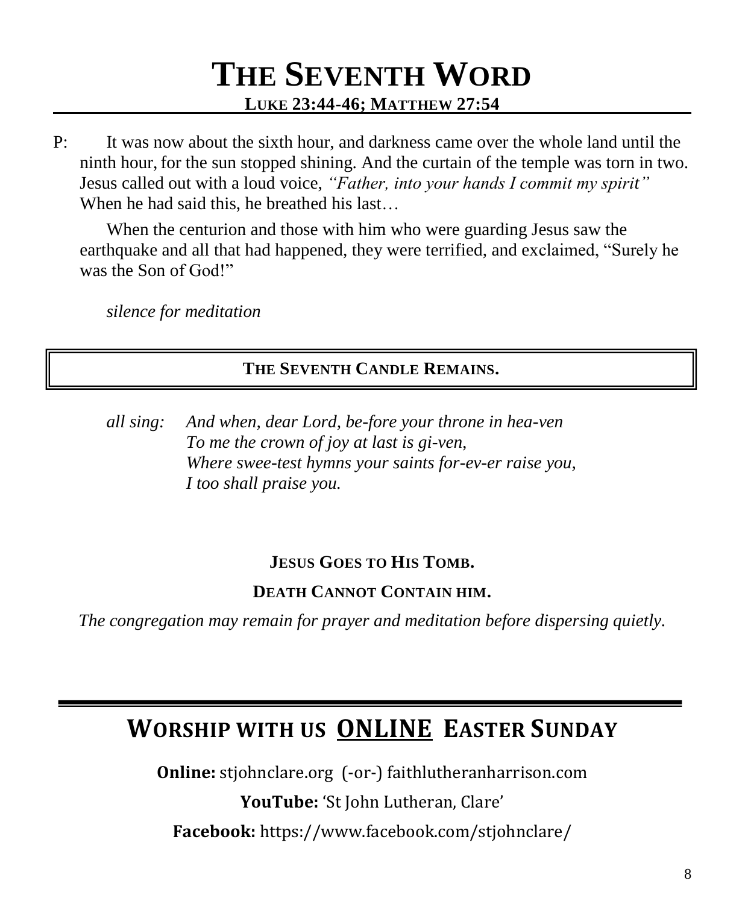# The Seventh Word

**Luke 23:44-46; Matthew 27:54**

P: It was now about the sixth hour, and darkness came over the whole land until the ninth hour, for the sun stopped shining. And the curtain of the temple was torn in two. Jesus called out with a loud voice, *"Father, into your hands I commit my spirit"* When he had said this, he breathed his last…

When the centurion and those with him who were guarding Jesus saw the earthquake and all that had happened, they were terrified, and exclaimed, "Surely he was the Son of God!"

*silence for meditation*

**The Seventh Candle Remains.**

*all sing:* *And when, dear Lord, be-fore your throne in hea-ven*
*To me the crown of joy at last is gi-ven,*
*Where swee-test hymns your saints for-ev-er raise you,*
*I too shall praise you.*

**Jesus Goes to His Tomb.**

**Death Cannot Contain him.**

*The congregation may remain for prayer and meditation before dispersing quietly.*

---

## Worship with us ONLINE Easter Sunday

**Online:** stjohnclare.org (-or-) faithlutheranharrison.com

**YouTube:** 'St John Lutheran, Clare'

**Facebook:** https://www.facebook.com/stjohnclare/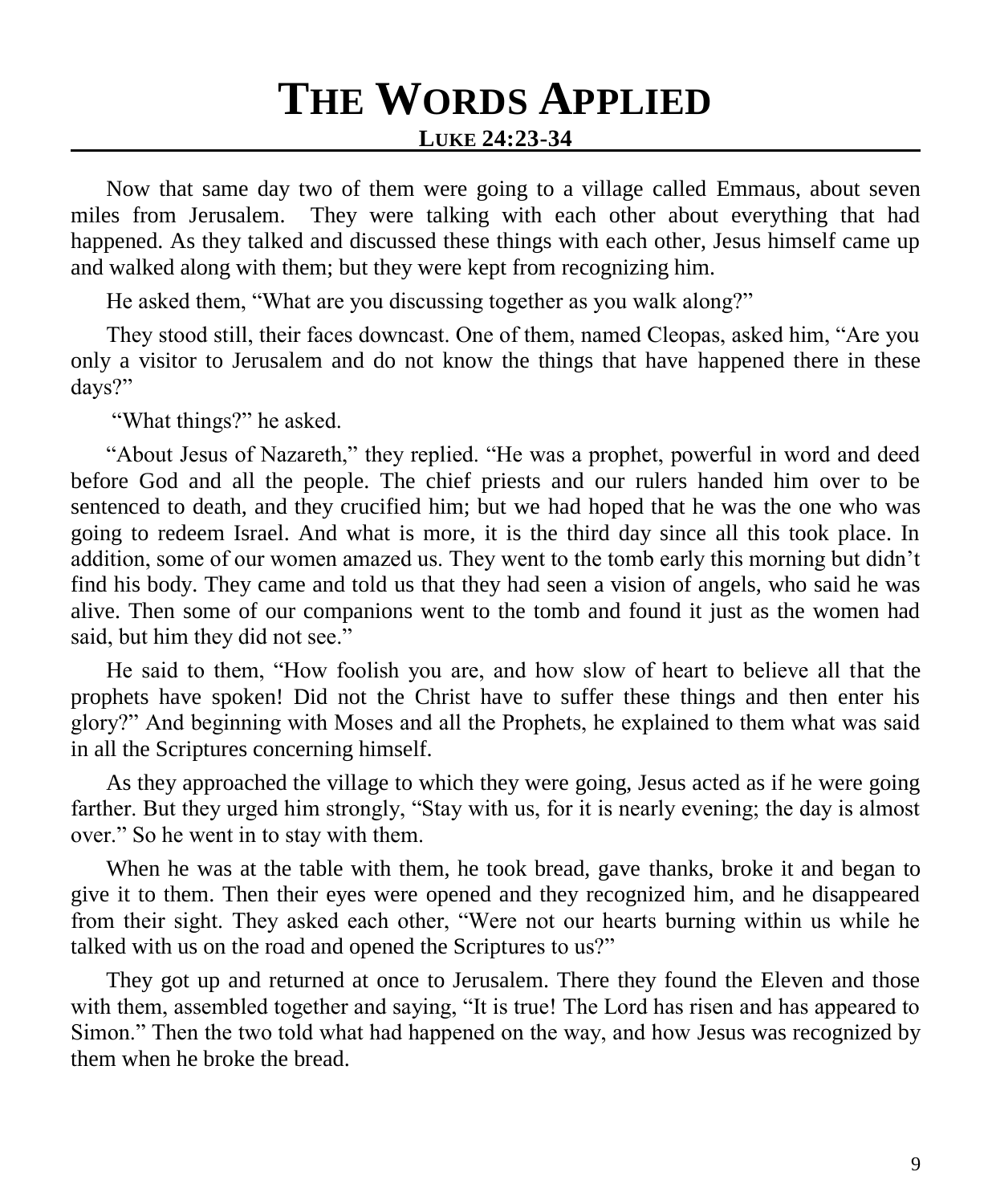# THE WORDS APPLIED

**LUKE 24:23-34**

Now that same day two of them were going to a village called Emmaus, about seven miles from Jerusalem. They were talking with each other about everything that had happened. As they talked and discussed these things with each other, Jesus himself came up and walked along with them; but they were kept from recognizing him.

He asked them, “What are you discussing together as you walk along?”

They stood still, their faces downcast. One of them, named Cleopas, asked him, “Are you only a visitor to Jerusalem and do not know the things that have happened there in these days?”

“What things?” he asked.

“About Jesus of Nazareth,” they replied. “He was a prophet, powerful in word and deed before God and all the people. The chief priests and our rulers handed him over to be sentenced to death, and they crucified him; but we had hoped that he was the one who was going to redeem Israel. And what is more, it is the third day since all this took place. In addition, some of our women amazed us. They went to the tomb early this morning but didn’t find his body. They came and told us that they had seen a vision of angels, who said he was alive. Then some of our companions went to the tomb and found it just as the women had said, but him they did not see.”

He said to them, “How foolish you are, and how slow of heart to believe all that the prophets have spoken! Did not the Christ have to suffer these things and then enter his glory?” And beginning with Moses and all the Prophets, he explained to them what was said in all the Scriptures concerning himself.

As they approached the village to which they were going, Jesus acted as if he were going farther. But they urged him strongly, “Stay with us, for it is nearly evening; the day is almost over.” So he went in to stay with them.

When he was at the table with them, he took bread, gave thanks, broke it and began to give it to them. Then their eyes were opened and they recognized him, and he disappeared from their sight. They asked each other, “Were not our hearts burning within us while he talked with us on the road and opened the Scriptures to us?”

They got up and returned at once to Jerusalem. There they found the Eleven and those with them, assembled together and saying, “It is true! The Lord has risen and has appeared to Simon.” Then the two told what had happened on the way, and how Jesus was recognized by them when he broke the bread.